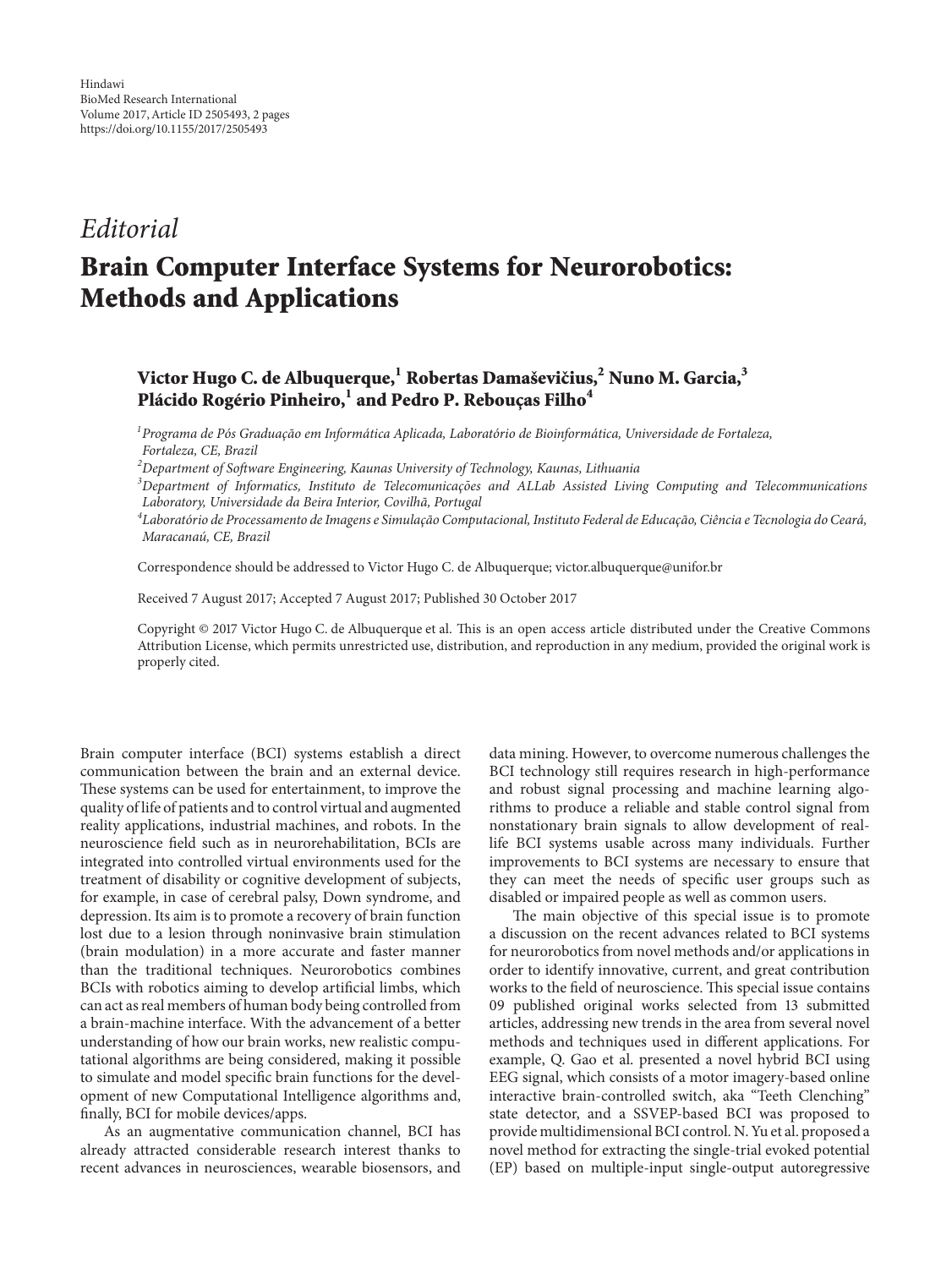*Editorial*

# Brain Computer Interface Systems for Neurorobotics: Methods and Applications

**Victor Hugo C. de Albuquerque,[1] Robertas Damaševičius,[2] Nuno M. Garcia,[3] Plácido Rogério Pinheiro,[1] and Pedro P. Rebouças Filho[4]**

[1] *Programa de Pós Graduação em Informática Aplicada, Laboratório de Bioinformática, Universidade de Fortaleza, Fortaleza, CE, Brazil*

[2] *Department of Software Engineering, Kaunas University of Technology, Kaunas, Lithuania*

[3] *Department of Informatics, Instituto de Telecomunicações and ALLab Assisted Living Computing and Telecommunications Laboratory, Universidade da Beira Interior, Covilhã, Portugal*

[4] *Laboratório de Processamento de Imagens e Simulação Computacional, Instituto Federal de Educação, Ciência e Tecnologia do Ceará, Maracanaú, CE, Brazil*

Correspondence should be addressed to Victor Hugo C. de Albuquerque; victor.albuquerque@unifor.br

Received 7 August 2017; Accepted 7 August 2017; Published 30 October 2017

Copyright © 2017 Victor Hugo C. de Albuquerque et al. This is an open access article distributed under the Creative Commons Attribution License, which permits unrestricted use, distribution, and reproduction in any medium, provided the original work is properly cited.

Brain computer interface (BCI) systems establish a direct communication between the brain and an external device. These systems can be used for entertainment, to improve the quality of life of patients and to control virtual and augmented reality applications, industrial machines, and robots. In the neuroscience field such as in neurorehabilitation, BCIs are integrated into controlled virtual environments used for the treatment of disability or cognitive development of subjects, for example, in case of cerebral palsy, Down syndrome, and depression. Its aim is to promote a recovery of brain function lost due to a lesion through noninvasive brain stimulation (brain modulation) in a more accurate and faster manner than the traditional techniques. Neurorobotics combines BCIs with robotics aiming to develop artificial limbs, which can act as real members of human body being controlled from a brain-machine interface. With the advancement of a better understanding of how our brain works, new realistic computational algorithms are being considered, making it possible to simulate and model specific brain functions for the development of new Computational Intelligence algorithms and, finally, BCI for mobile devices/apps.

As an augmentative communication channel, BCI has already attracted considerable research interest thanks to recent advances in neurosciences, wearable biosensors, and data mining. However, to overcome numerous challenges the BCI technology still requires research in high-performance and robust signal processing and machine learning algorithms to produce a reliable and stable control signal from nonstationary brain signals to allow development of real-life BCI systems usable across many individuals. Further improvements to BCI systems are necessary to ensure that they can meet the needs of specific user groups such as disabled or impaired people as well as common users.

The main objective of this special issue is to promote a discussion on the recent advances related to BCI systems for neurorobotics from novel methods and/or applications in order to identify innovative, current, and great contribution works to the field of neuroscience. This special issue contains 09 published original works selected from 13 submitted articles, addressing new trends in the area from several novel methods and techniques used in different applications. For example, Q. Gao et al. presented a novel hybrid BCI using EEG signal, which consists of a motor imagery-based online interactive brain-controlled switch, aka "Teeth Clenching" state detector, and a SSVEP-based BCI was proposed to provide multidimensional BCI control. N. Yu et al. proposed a novel method for extracting the single-trial evoked potential (EP) based on multiple-input single-output autoregressive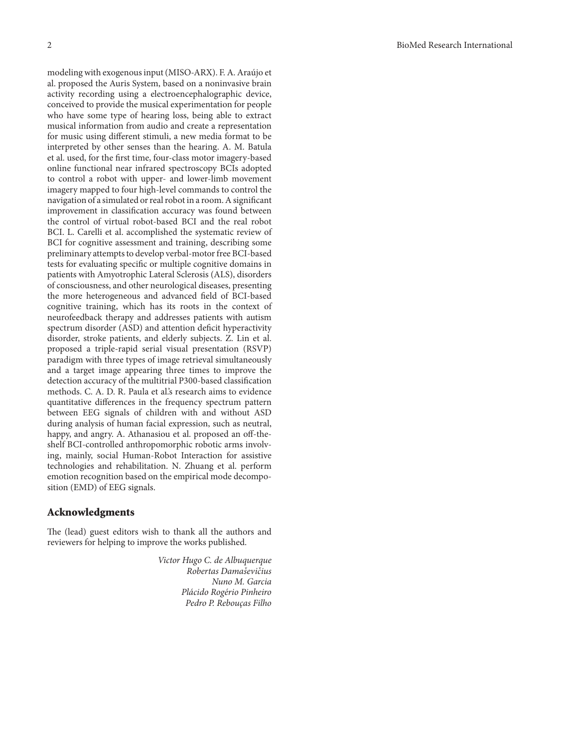modeling with exogenous input (MISO-ARX). F. A. Araújo et al. proposed the Auris System, based on a noninvasive brain activity recording using a electroencephalographic device, conceived to provide the musical experimentation for people who have some type of hearing loss, being able to extract musical information from audio and create a representation for music using different stimuli, a new media format to be interpreted by other senses than the hearing. A. M. Batula et al. used, for the first time, four-class motor imagery-based online functional near infrared spectroscopy BCIs adopted to control a robot with upper- and lower-limb movement imagery mapped to four high-level commands to control the navigation of a simulated or real robot in a room. A significant improvement in classification accuracy was found between the control of virtual robot-based BCI and the real robot BCI. L. Carelli et al. accomplished the systematic review of BCI for cognitive assessment and training, describing some preliminary attempts to develop verbal-motor free BCI-based tests for evaluating specific or multiple cognitive domains in patients with Amyotrophic Lateral Sclerosis (ALS), disorders of consciousness, and other neurological diseases, presenting the more heterogeneous and advanced field of BCI-based cognitive training, which has its roots in the context of neurofeedback therapy and addresses patients with autism spectrum disorder (ASD) and attention deficit hyperactivity disorder, stroke patients, and elderly subjects. Z. Lin et al. proposed a triple-rapid serial visual presentation (RSVP) paradigm with three types of image retrieval simultaneously and a target image appearing three times to improve the detection accuracy of the multitrial P300-based classification methods. C. A. D. R. Paula et al.'s research aims to evidence quantitative differences in the frequency spectrum pattern between EEG signals of children with and without ASD during analysis of human facial expression, such as neutral, happy, and angry. A. Athanasiou et al. proposed an off-the-shelf BCI-controlled anthropomorphic robotic arms involving, mainly, social Human-Robot Interaction for assistive technologies and rehabilitation. N. Zhuang et al. perform emotion recognition based on the empirical mode decomposition (EMD) of EEG signals.

## Acknowledgments

The (lead) guest editors wish to thank all the authors and reviewers for helping to improve the works published.

*Victor Hugo C. de Albuquerque*
*Robertas Damaševičius*
*Nuno M. Garcia*
*Plácido Rogério Pinheiro*
*Pedro P. Rebouças Filho*